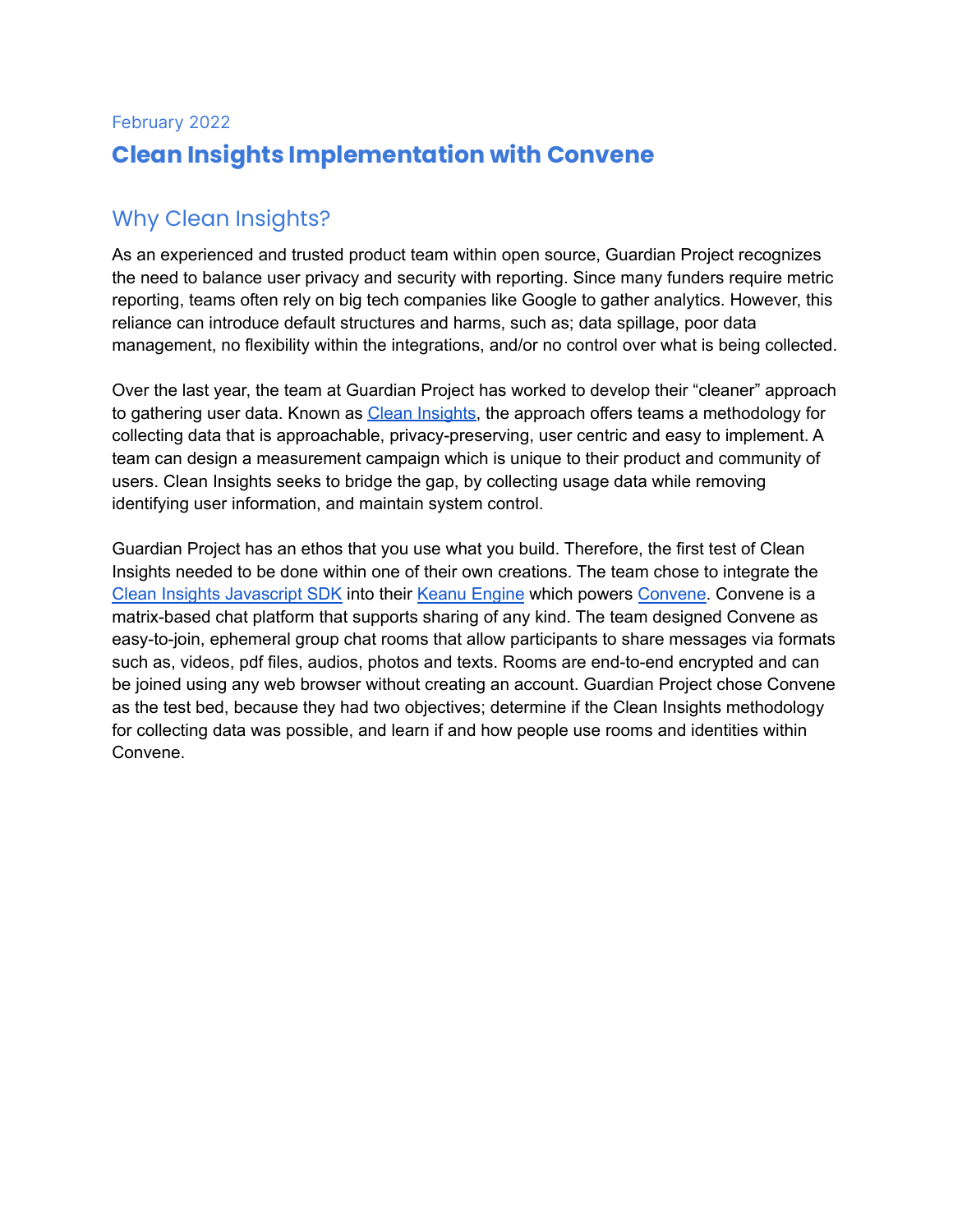February 2022

# Clean Insights Implementation with Convene

## Why Clean Insights?

As an experienced and trusted product team within open source, Guardian Project recognizes the need to balance user privacy and security with reporting. Since many funders require metric reporting, teams often rely on big tech companies like Google to gather analytics. However, this reliance can introduce default structures and harms, such as; data spillage, poor data management, no flexibility within the integrations, and/or no control over what is being collected.

Over the last year, the team at Guardian Project has worked to develop their "cleaner" approach to gathering user data. Known as Clean Insights, the approach offers teams a methodology for collecting data that is approachable, privacy-preserving, user centric and easy to implement. A team can design a measurement campaign which is unique to their product and community of users. Clean Insights seeks to bridge the gap, by collecting usage data while removing identifying user information, and maintain system control.

Guardian Project has an ethos that you use what you build. Therefore, the first test of Clean Insights needed to be done within one of their own creations. The team chose to integrate the Clean Insights Javascript SDK into their Keanu Engine which powers Convene. Convene is a matrix-based chat platform that supports sharing of any kind. The team designed Convene as easy-to-join, ephemeral group chat rooms that allow participants to share messages via formats such as, videos, pdf files, audios, photos and texts. Rooms are end-to-end encrypted and can be joined using any web browser without creating an account. Guardian Project chose Convene as the test bed, because they had two objectives; determine if the Clean Insights methodology for collecting data was possible, and learn if and how people use rooms and identities within Convene.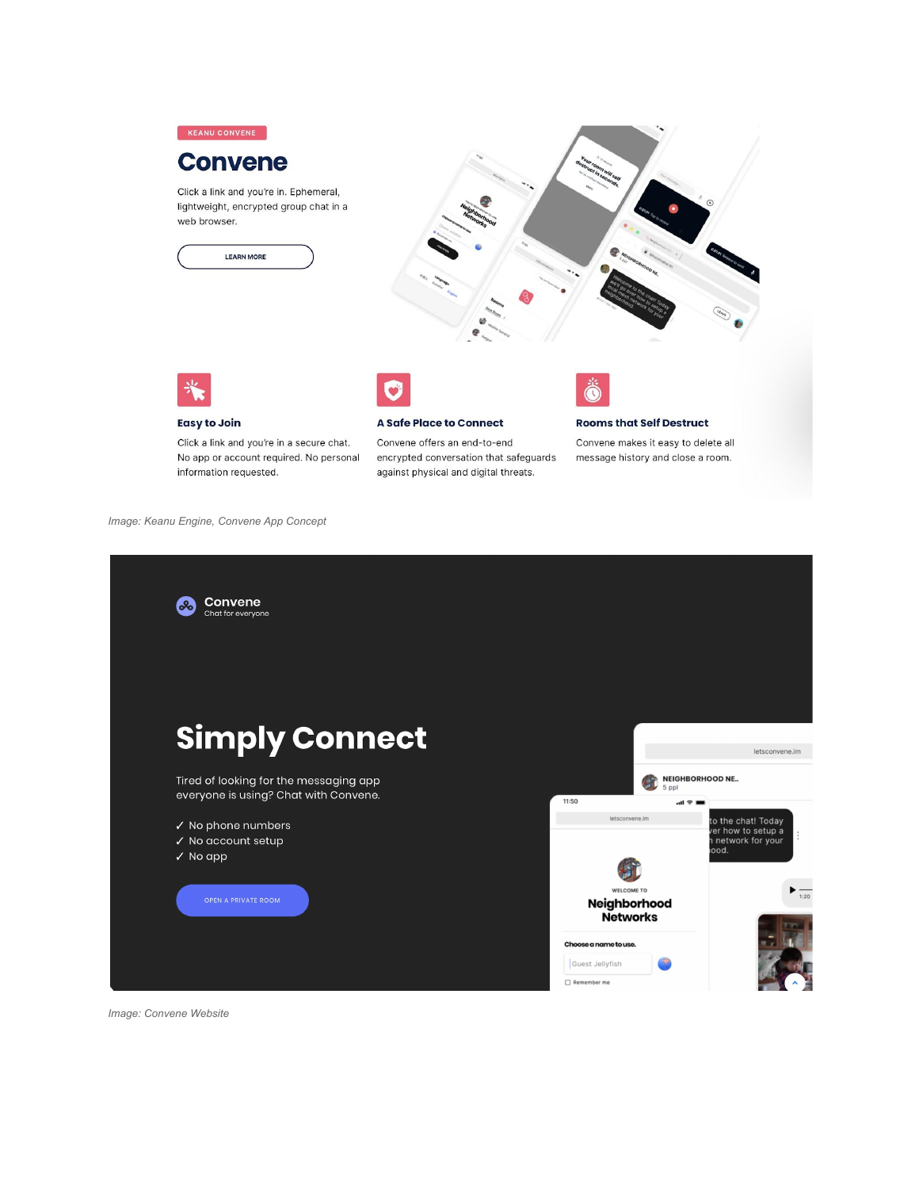KEANU CONVENE

# Convene

Click a link and you're in. Ephemeral, lightweight, encrypted group chat in a web browser.

LEARN MORE

### Easy to Join

Click a link and you're in a secure chat. No app or account required. No personal information requested.

### A Safe Place to Connect

Convene offers an end-to-end encrypted conversation that safeguards against physical and digital threats.

### Rooms that Self Destruct

Convene makes it easy to delete all message history and close a room.

*Image: Keanu Engine, Convene App Concept*

Convene
Chat for everyone

# Simply Connect

Tired of looking for the messaging app everyone is using? Chat with Convene.

✓ No phone numbers
✓ No account setup
✓ No app

OPEN A PRIVATE ROOM

*Image: Convene Website*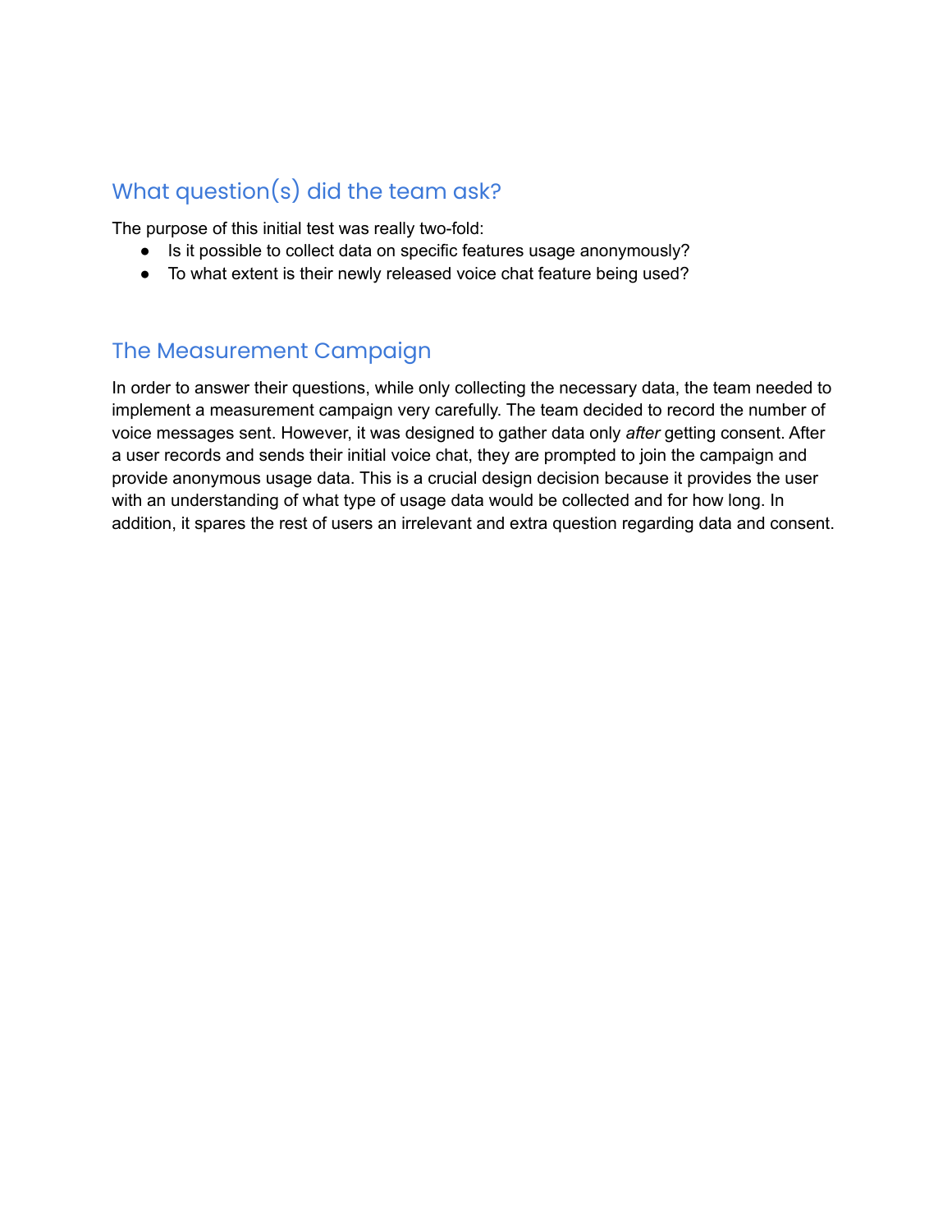## What question(s) did the team ask?

The purpose of this initial test was really two-fold:

- Is it possible to collect data on specific features usage anonymously?
- To what extent is their newly released voice chat feature being used?

## The Measurement Campaign

In order to answer their questions, while only collecting the necessary data, the team needed to implement a measurement campaign very carefully. The team decided to record the number of voice messages sent. However, it was designed to gather data only *after* getting consent. After a user records and sends their initial voice chat, they are prompted to join the campaign and provide anonymous usage data. This is a crucial design decision because it provides the user with an understanding of what type of usage data would be collected and for how long. In addition, it spares the rest of users an irrelevant and extra question regarding data and consent.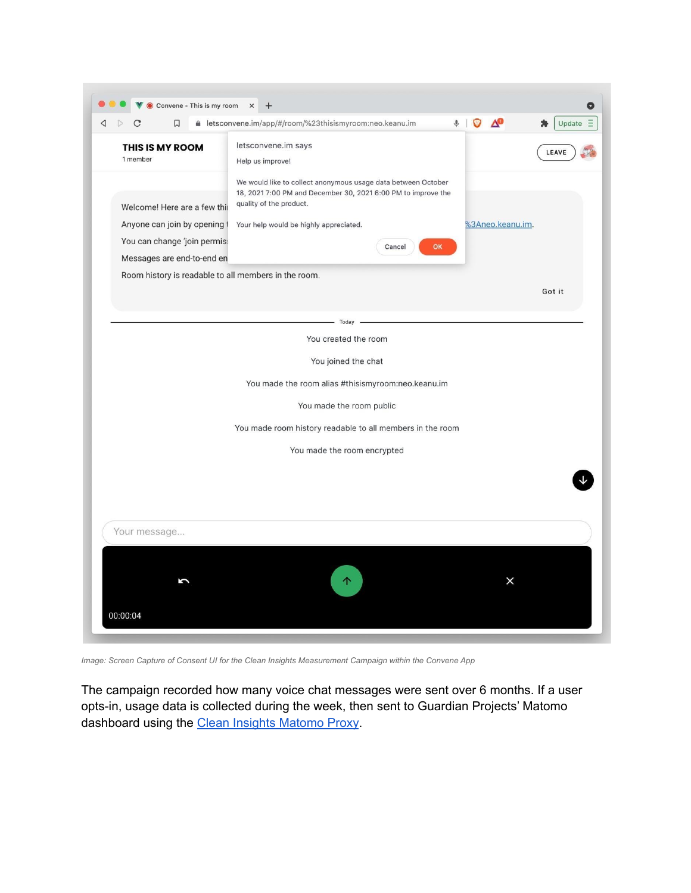*Image: Screen Capture of Consent UI for the Clean Insights Measurement Campaign within the Convene App*

The campaign recorded how many voice chat messages were sent over 6 months. If a user opts-in, usage data is collected during the week, then sent to Guardian Projects' Matomo dashboard using the [Clean Insights Matomo Proxy](#).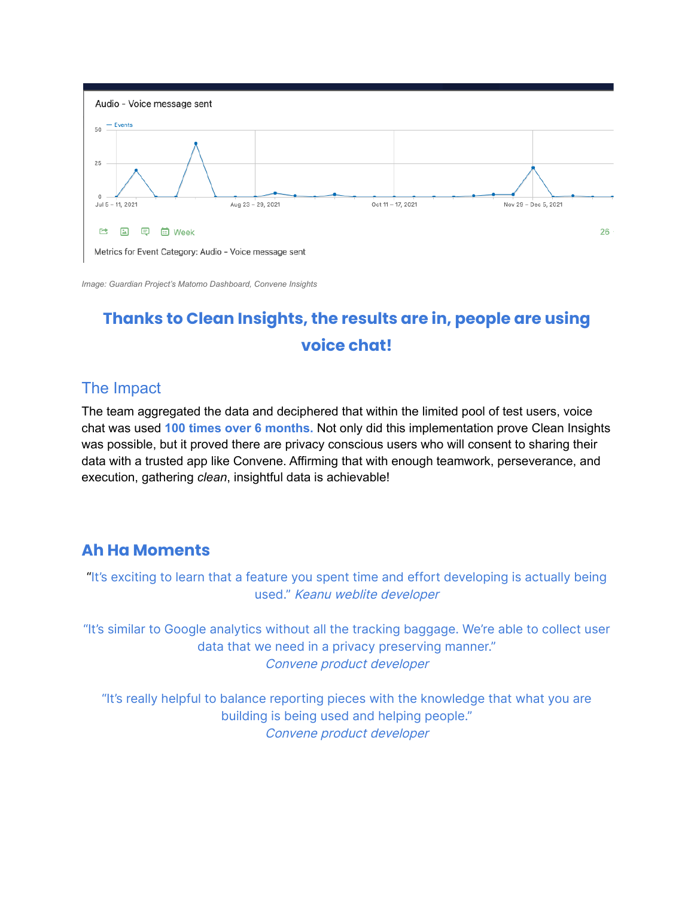Audio - Voice message sent

Metrics for Event Category: Audio - Voice message sent

*Image: Guardian Project's Matomo Dashboard, Convene Insights*

## **Thanks to Clean Insights, the results are in, people are using voice chat!**

## The Impact

The team aggregated the data and deciphered that within the limited pool of test users, voice chat was used **100 times over 6 months.** Not only did this implementation prove Clean Insights was possible, but it proved there are privacy conscious users who will consent to sharing their data with a trusted app like Convene. Affirming that with enough teamwork, perseverance, and execution, gathering *clean*, insightful data is achievable!

## **Ah Ha Moments**

"It's exciting to learn that a feature you spent time and effort developing is actually being used." *Keanu weblite developer*

"It's similar to Google analytics without all the tracking baggage. We're able to collect user data that we need in a privacy preserving manner."
*Convene product developer*

"It's really helpful to balance reporting pieces with the knowledge that what you are building is being used and helping people."
*Convene product developer*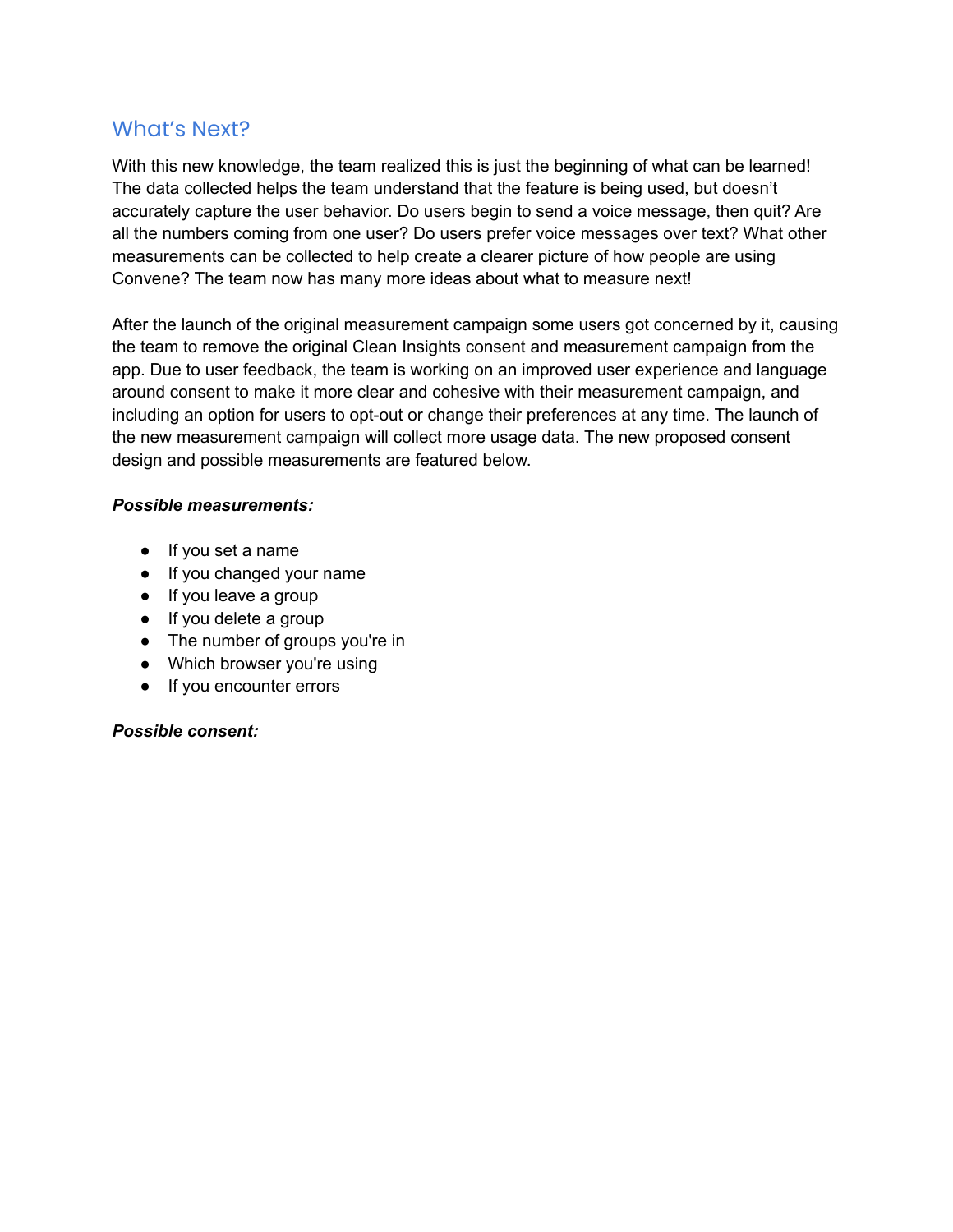## What's Next?

With this new knowledge, the team realized this is just the beginning of what can be learned! The data collected helps the team understand that the feature is being used, but doesn't accurately capture the user behavior. Do users begin to send a voice message, then quit? Are all the numbers coming from one user? Do users prefer voice messages over text? What other measurements can be collected to help create a clearer picture of how people are using Convene? The team now has many more ideas about what to measure next!

After the launch of the original measurement campaign some users got concerned by it, causing the team to remove the original Clean Insights consent and measurement campaign from the app. Due to user feedback, the team is working on an improved user experience and language around consent to make it more clear and cohesive with their measurement campaign, and including an option for users to opt-out or change their preferences at any time. The launch of the new measurement campaign will collect more usage data. The new proposed consent design and possible measurements are featured below.

***Possible measurements:***

- If you set a name
- If you changed your name
- If you leave a group
- If you delete a group
- The number of groups you're in
- Which browser you're using
- If you encounter errors

***Possible consent:***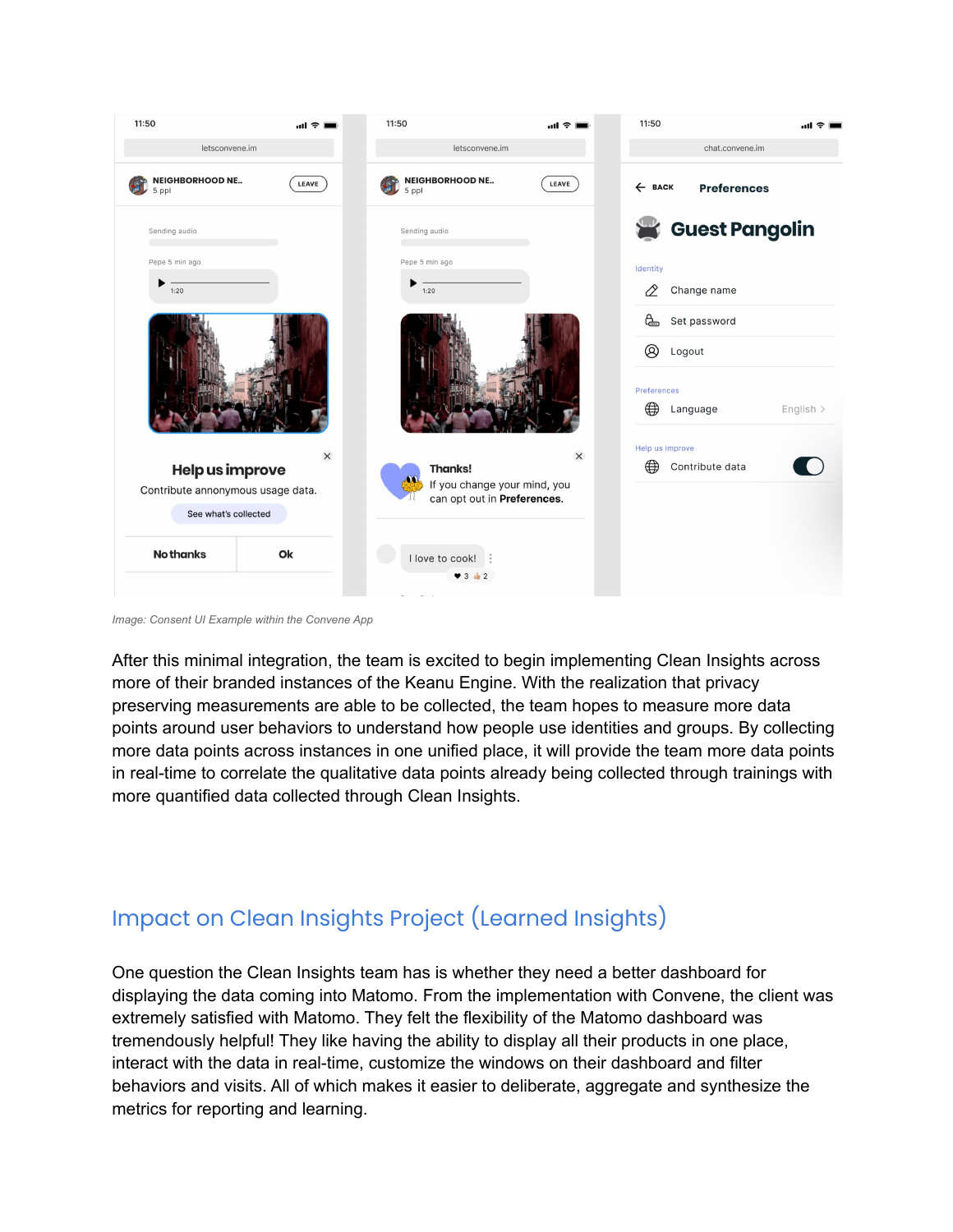*Image: Consent UI Example within the Convene App*

After this minimal integration, the team is excited to begin implementing Clean Insights across more of their branded instances of the Keanu Engine. With the realization that privacy preserving measurements are able to be collected, the team hopes to measure more data points around user behaviors to understand how people use identities and groups. By collecting more data points across instances in one unified place, it will provide the team more data points in real-time to correlate the qualitative data points already being collected through trainings with more quantified data collected through Clean Insights.

## Impact on Clean Insights Project (Learned Insights)

One question the Clean Insights team has is whether they need a better dashboard for displaying the data coming into Matomo. From the implementation with Convene, the client was extremely satisfied with Matomo. They felt the flexibility of the Matomo dashboard was tremendously helpful! They like having the ability to display all their products in one place, interact with the data in real-time, customize the windows on their dashboard and filter behaviors and visits. All of which makes it easier to deliberate, aggregate and synthesize the metrics for reporting and learning.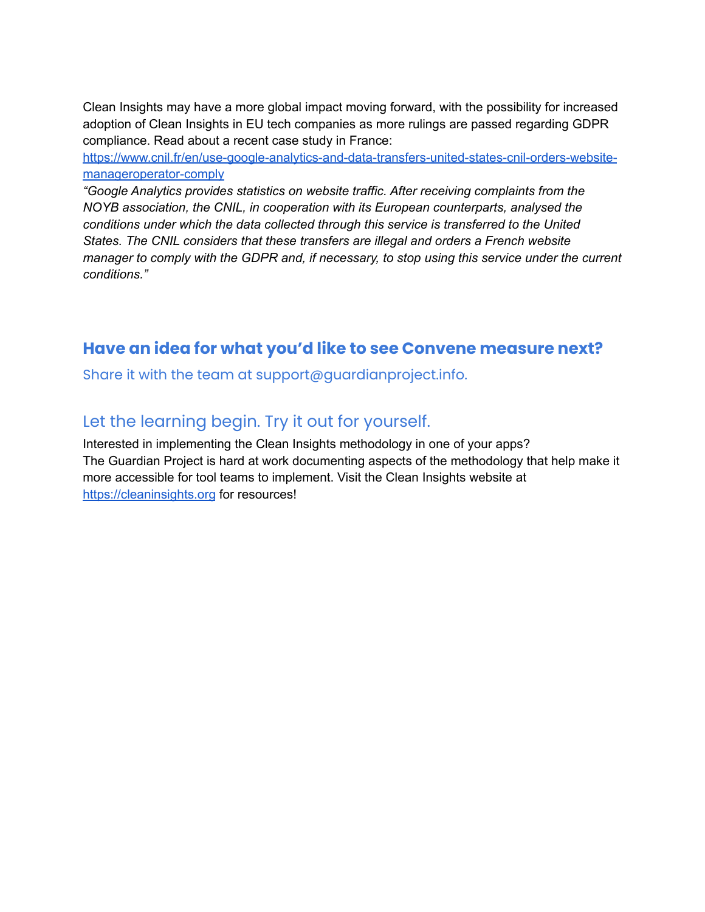Clean Insights may have a more global impact moving forward, with the possibility for increased adoption of Clean Insights in EU tech companies as more rulings are passed regarding GDPR compliance. Read about a recent case study in France:
[https://www.cnil.fr/en/use-google-analytics-and-data-transfers-united-states-cnil-orders-website-manageroperator-comply](https://www.cnil.fr/en/use-google-analytics-and-data-transfers-united-states-cnil-orders-website-manageroperator-comply)
*"Google Analytics provides statistics on website traffic. After receiving complaints from the NOYB association, the CNIL, in cooperation with its European counterparts, analysed the conditions under which the data collected through this service is transferred to the United States. The CNIL considers that these transfers are illegal and orders a French website manager to comply with the GDPR and, if necessary, to stop using this service under the current conditions."*

## Have an idea for what you'd like to see Convene measure next?

Share it with the team at support@guardianproject.info.

## Let the learning begin. Try it out for yourself.

Interested in implementing the Clean Insights methodology in one of your apps?
The Guardian Project is hard at work documenting aspects of the methodology that help make it more accessible for tool teams to implement. Visit the Clean Insights website at [https://cleaninsights.org](https://cleaninsights.org) for resources!